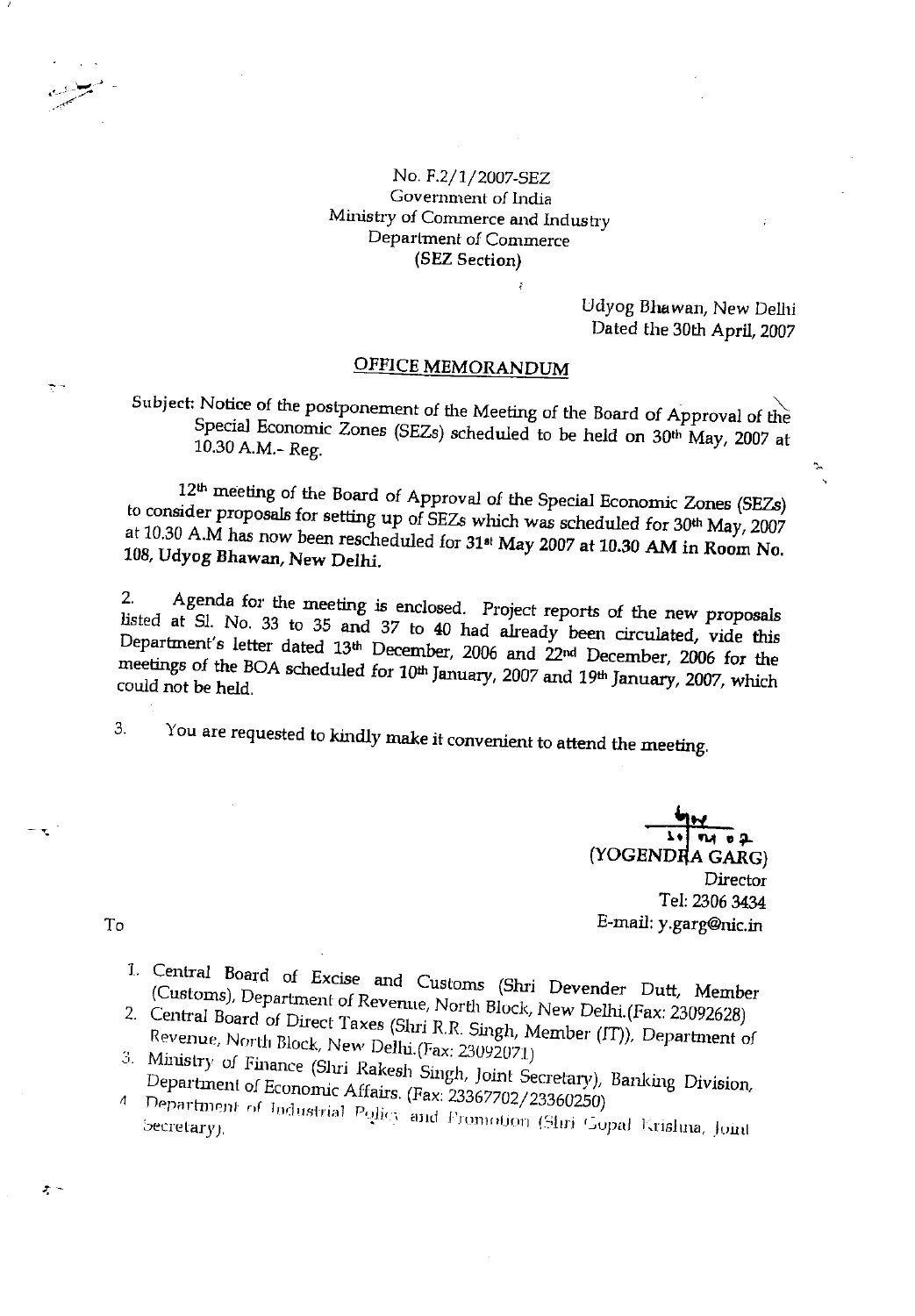No. F.2/1/2007-SEZ
Government of India
Ministry of Commerce and Industry
Department of Commerce
(SEZ Section)

Udyog Bhawan, New Delhi
Dated the 30th April, 2007

## OFFICE MEMORANDUM

Subject: Notice of the postponement of the Meeting of the Board of Approval of the Special Economic Zones (SEZs) scheduled to be held on 30th May, 2007 at 10.30 A.M.- Reg.

12th meeting of the Board of Approval of the Special Economic Zones (SEZs) to consider proposals for setting up of SEZs which was scheduled for 30th May, 2007 at 10.30 A.M has now been rescheduled for **31st May 2007 at 10.30 AM in Room No. 108, Udyog Bhawan, New Delhi.**

2. Agenda for the meeting is enclosed. Project reports of the new proposals listed at Sl. No. 33 to 35 and 37 to 40 had already been circulated, vide this Department's letter dated 13th December, 2006 and 22nd December, 2006 for the meetings of the BOA scheduled for 10th January, 2007 and 19th January, 2007, which could not be held.

3. You are requested to kindly make it convenient to attend the meeting.

(YOGENDRA GARG)
Director
Tel: 2306 3434
E-mail: y.garg@nic.in

To

1. Central Board of Excise and Customs (Shri Devender Dutt, Member (Customs), Department of Revenue, North Block, New Delhi.(Fax: 23092628)
2. Central Board of Direct Taxes (Shri R.R. Singh, Member (IT)), Department of Revenue, North Block, New Delhi.(Fax: 23092071)
3. Ministry of Finance (Shri Rakesh Singh, Joint Secretary), Banking Division, Department of Economic Affairs. (Fax: 23367702/23360250)
4. Department of Industrial Policy and Promotion (Shri Gopal Krishna, Joint Secretary).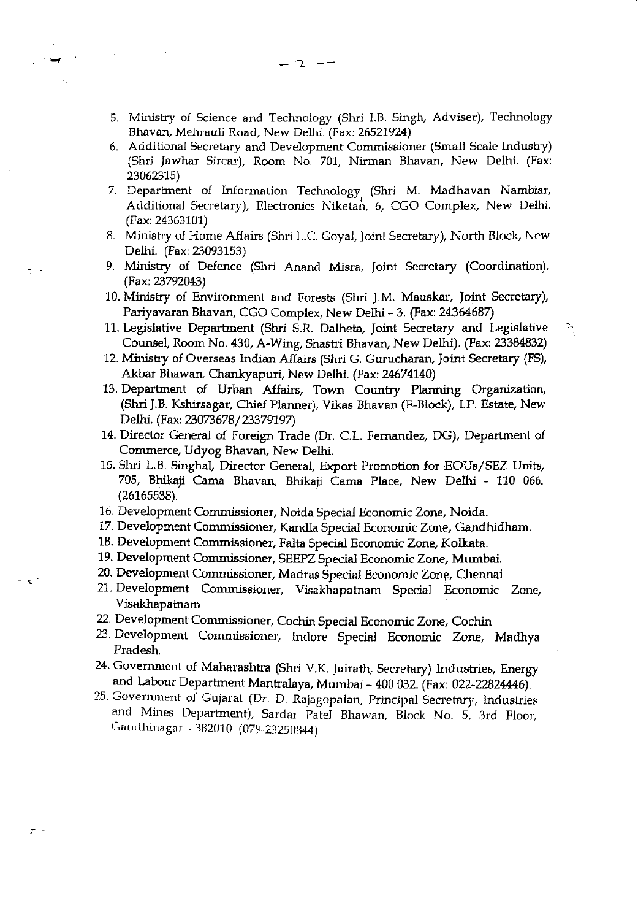5. Ministry of Science and Technology (Shri I.B. Singh, Adviser), Technology Bhavan, Mehrauli Road, New Delhi. (Fax: 26521924)
6. Additional Secretary and Development Commissioner (Small Scale Industry) (Shri Jawhar Sircar), Room No. 701, Nirman Bhavan, New Delhi. (Fax: 23062315)
7. Department of Information Technology (Shri M. Madhavan Nambiar, Additional Secretary), Electronics Niketan, 6, CGO Complex, New Delhi. (Fax: 24363101)
8. Ministry of Home Affairs (Shri L.C. Goyal, Joint Secretary), North Block, New Delhi. (Fax: 23093153)
9. Ministry of Defence (Shri Anand Misra, Joint Secretary (Coordination). (Fax: 23792043)
10. Ministry of Environment and Forests (Shri J.M. Mauskar, Joint Secretary), Pariyavaran Bhavan, CGO Complex, New Delhi - 3. (Fax: 24364687)
11. Legislative Department (Shri S.R. Dalheta, Joint Secretary and Legislative Counsel, Room No. 430, A-Wing, Shastri Bhavan, New Delhi). (Fax: 23384832)
12. Ministry of Overseas Indian Affairs (Shri G. Gurucharan, Joint Secretary (FS), Akbar Bhawan, Chankyapuri, New Delhi. (Fax: 24674140)
13. Department of Urban Affairs, Town Country Planning Organization, (Shri J.B. Kshirsagar, Chief Planner), Vikas Bhavan (E-Block), I.P. Estate, New Delhi. (Fax: 23073678/23379197)
14. Director General of Foreign Trade (Dr. C.L. Fernandez, DG), Department of Commerce, Udyog Bhavan, New Delhi.
15. Shri L.B. Singhal, Director General, Export Promotion for EOUs/SEZ Units, 705, Bhikaji Cama Bhavan, Bhikaji Cama Place, New Delhi - 110 066. (26165538).
16. Development Commissioner, Noida Special Economic Zone, Noida.
17. Development Commissioner, Kandla Special Economic Zone, Gandhidham.
18. Development Commissioner, Falta Special Economic Zone, Kolkata.
19. Development Commissioner, SEEPZ Special Economic Zone, Mumbai.
20. Development Commissioner, Madras Special Economic Zone, Chennai
21. Development Commissioner, Visakhapatnam Special Economic Zone, Visakhapatnam
22. Development Commissioner, Cochin Special Economic Zone, Cochin
23. Development Commissioner, Indore Special Economic Zone, Madhya Pradesh.
24. Government of Maharashtra (Shri V.K. Jairath, Secretary) Industries, Energy and Labour Department Mantralaya, Mumbai – 400 032. (Fax: 022-22824446).
25. Government of Gujarat (Dr. D. Rajagopalan, Principal Secretary, Industries and Mines Department), Sardar Patel Bhawan, Block No. 5, 3rd Floor, Gandhinagar - 382010. (079-23250844)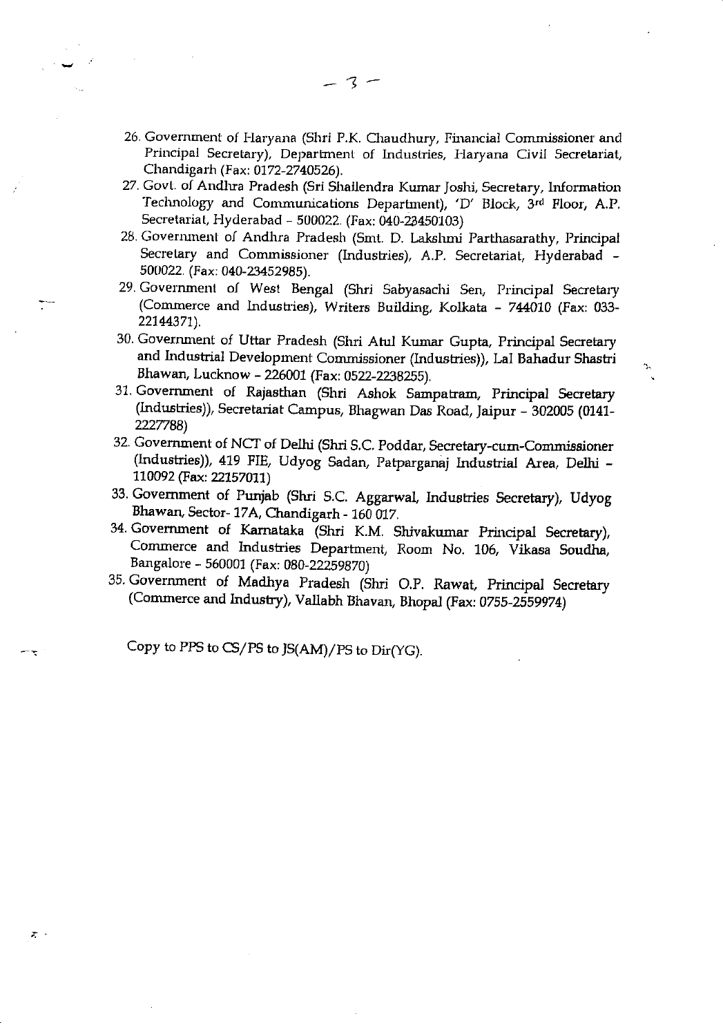26. Government of Haryana (Shri P.K. Chaudhury, Financial Commissioner and Principal Secretary), Department of Industries, Haryana Civil Secretariat, Chandigarh (Fax: 0172-2740526).
27. Govt. of Andhra Pradesh (Sri Shailendra Kumar Joshi, Secretary, Information Technology and Communications Department), 'D' Block, 3rd Floor, A.P. Secretariat, Hyderabad – 500022. (Fax: 040-23450103)
28. Government of Andhra Pradesh (Smt. D. Lakshmi Parthasarathy, Principal Secretary and Commissioner (Industries), A.P. Secretariat, Hyderabad – 500022. (Fax: 040-23452985).
29. Government of West Bengal (Shri Sabyasachi Sen, Principal Secretary (Commerce and Industries), Writers Building, Kolkata – 744010 (Fax: 033-22144371).
30. Government of Uttar Pradesh (Shri Atul Kumar Gupta, Principal Secretary and Industrial Development Commissioner (Industries)), Lal Bahadur Shastri Bhawan, Lucknow – 226001 (Fax: 0522-2238255).
31. Government of Rajasthan (Shri Ashok Sampatram, Principal Secretary (Industries)), Secretariat Campus, Bhagwan Das Road, Jaipur – 302005 (0141-2227788)
32. Government of NCT of Delhi (Shri S.C. Poddar, Secretary-cum-Commissioner (Industries)), 419 FIE, Udyog Sadan, Patparganaj Industrial Area, Delhi – 110092 (Fax: 22157011)
33. Government of Punjab (Shri S.C. Aggarwal, Industries Secretary), Udyog Bhawan, Sector- 17A, Chandigarh - 160 017.
34. Government of Karnataka (Shri K.M. Shivakumar Principal Secretary), Commerce and Industries Department, Room No. 106, Vikasa Soudha, Bangalore – 560001 (Fax: 080-22259870)
35. Government of Madhya Pradesh (Shri O.P. Rawat, Principal Secretary (Commerce and Industry), Vallabh Bhavan, Bhopal (Fax: 0755-2559974)

Copy to PPS to CS/PS to JS(AM)/PS to Dir(YG).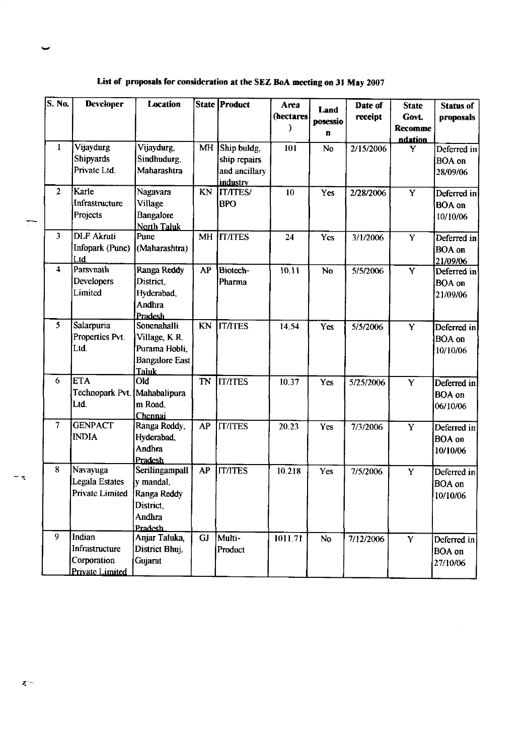**List of proposals for consideration at the SEZ BoA meeting on 31 May 2007**

| S. No. | Developer | Location | State | Product | Area (hectares) | Land posession | Date of receipt | State Govt. Recommendation | Status of proposals |
|---|---|---|---|---|---|---|---|---|---|
| 1 | Vijaydurg Shipyards Private Ltd. | Vijaydurg, Sindhudurg, Maharashtra | MH | Ship buldg, ship repairs and ancillary industry | 101 | No | 2/15/2006 | Y | Deferred in BOA on 28/09/06 |
| 2 | Karle Infrastructure Projects | Nagavara Village Bangalore North Taluk | KN | IT/ITES/ BPO | 10 | Yes | 2/28/2006 | Y | Deferred in BOA on 10/10/06 |
| 3 | DLF Akruti Infopark (Pune) Ltd. | Pune (Maharashtra) | MH | IT/ITES | 24 | Yes | 3/1/2006 | Y | Deferred in BOA on 21/09/06 |
| 4 | Parsvnath Developers Limited | Ranga Reddy District, Hyderabad, Andhra Pradesh | AP | Biotech-Pharma | 10.11 | No | 5/5/2006 | Y | Deferred in BOA on 21/09/06 |
| 5 | Salarpuria Properties Pvt. Ltd. | Sonenahalli Village, K.R. Purama Hobli, Bangalore East Taluk | KN | IT/ITES | 14.54 | Yes | 5/5/2006 | Y | Deferred in BOA on 10/10/06 |
| 6 | ETA Technopark Pvt. Ltd. | Old Mahabalipuram Road, Chennai | TN | IT/ITES | 10.37 | Yes | 5/25/2006 | Y | Deferred in BOA on 06/10/06 |
| 7 | GENPACT INDIA | Ranga Reddy, Hyderabad, Andhra Pradesh | AP | IT/ITES | 20.23 | Yes | 7/3/2006 | Y | Deferred in BOA on 10/10/06 |
| 8 | Navayuga Legala Estates Private Limited | Serilingampally mandal, Ranga Reddy District, Andhra Pradesh | AP | IT/ITES | 10.218 | Yes | 7/5/2006 | Y | Deferred in BOA on 10/10/06 |
| 9 | Indian Infrastructure Corporation Private Limited | Anjar Taluka, District Bhuj, Gujarat | GJ | Multi-Product | 1011.71 | No | 7/12/2006 | Y | Deferred in BOA on 27/10/06 |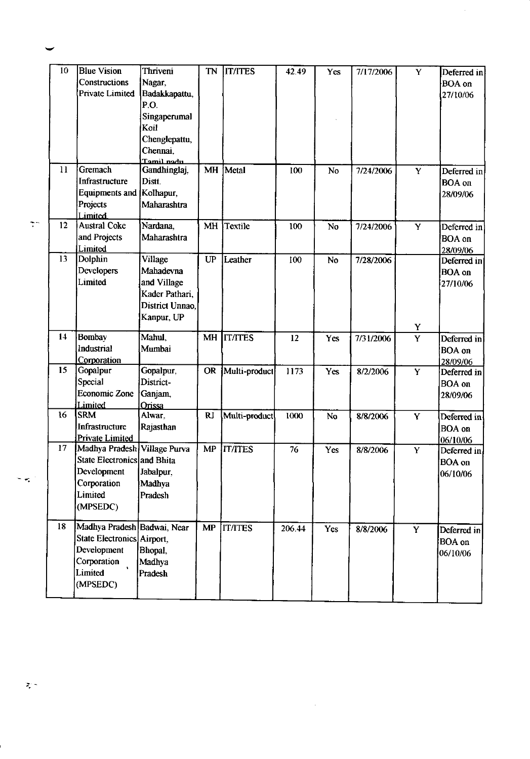| 10 | Blue Vision Constructions Private Limited | Thriveni Nagar, Badakkapattu, P.O. Singaperumal Koil Chenglepattu, Chennai, Tamil nadu | TN | IT/ITES | 42.49 | Yes | 7/17/2006 | Y | Deferred in BOA on 27/10/06 |
|---|---|---|---|---|---|---|---|---|---|
| 11 | Gremach Infrastructure Equipments and Projects Limited | Gandhinglaj, Distt. Kolhapur, Maharashtra | MH | Metal | 100 | No | 7/24/2006 | Y | Deferred in BOA on 28/09/06 |
| 12 | Austral Coke and Projects Limited | Nardana, Maharashtra | MH | Textile | 100 | No | 7/24/2006 | Y | Deferred in BOA on 28/09/06 |
| 13 | Dolphin Developers Limited | Village Mahadevna and Village Kader Pathari, District Unnao, Kanpur, UP | UP | Leather | 100 | No | 7/28/2006 | Y | Deferred in BOA on 27/10/06 |
| 14 | Bombay Industrial Corporation | Mahul, Mumbai | MH | IT/ITES | 12 | Yes | 7/31/2006 | Y | Deferred in BOA on 28/09/06 |
| 15 | Gopalpur Special Economic Zone Limited | Gopalpur, District-Ganjam, Orissa | OR | Multi-product | 1173 | Yes | 8/2/2006 | Y | Deferred in BOA on 28/09/06 |
| 16 | SRM Infrastructure Private Limited | Alwar, Rajasthan | RJ | Multi-product | 1000 | No | 8/8/2006 | Y | Deferred in BOA on 06/10/06 |
| 17 | Madhya Pradesh State Electronics Development Corporation Limited (MPSEDC) | Village Purva and Bhita Jabalpur, Madhya Pradesh | MP | IT/ITES | 76 | Yes | 8/8/2006 | Y | Deferred in BOA on 06/10/06 |
| 18 | Madhya Pradesh State Electronics Development Corporation Limited (MPSEDC) | Badwai, Near Airport, Bhopal, Madhya Pradesh | MP | IT/ITES | 206.44 | Yes | 8/8/2006 | Y | Deferred in BOA on 06/10/06 |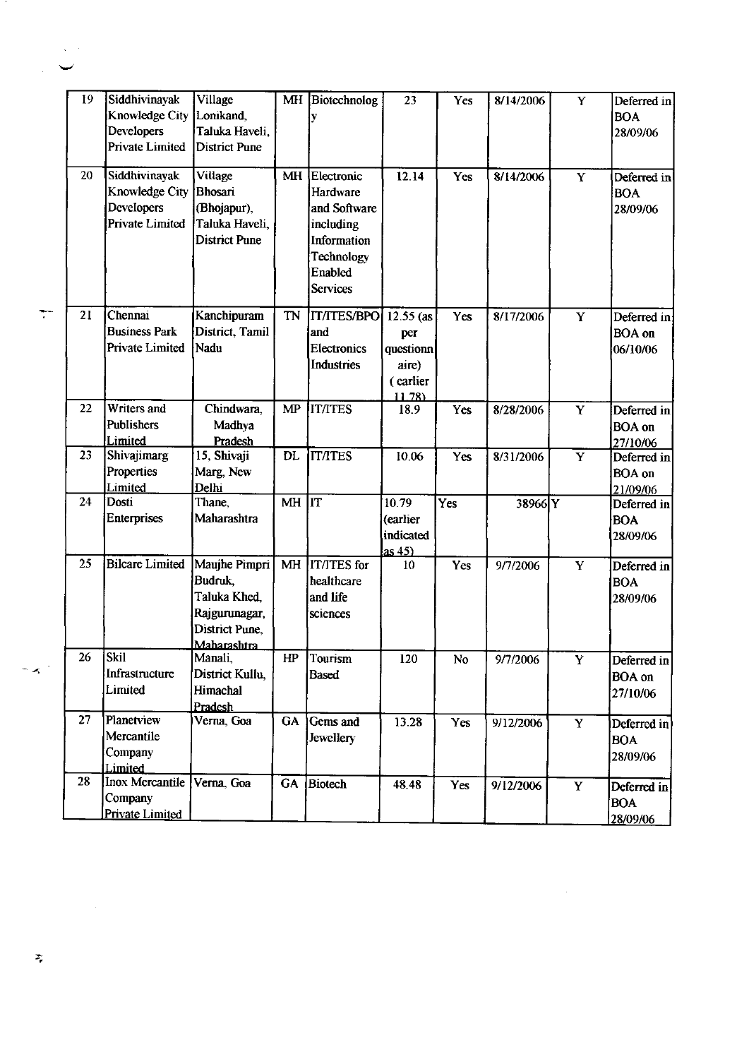| 19 | Siddhivinayak Knowledge City Developers Private Limited | Village Lonikand, Taluka Haveli, District Pune | MH | Biotechnology | 23 | Yes | 8/14/2006 | Y | Deferred in BOA 28/09/06 |
|---|---|---|---|---|---|---|---|---|---|
| 20 | Siddhivinayak Knowledge City Developers Private Limited | Village Bhosari (Bhojapur), Taluka Haveli, District Pune | MH | Electronic Hardware and Software including Information Technology Enabled Services | 12.14 | Yes | 8/14/2006 | Y | Deferred in BOA 28/09/06 |
| 21 | Chennai Business Park Private Limited | Kanchipuram District, Tamil Nadu | TN | IT/ITES/BPO and Electronics Industries | 12.55 (as per questionnaire) ( earlier 11.78) | Yes | 8/17/2006 | Y | Deferred in BOA on 06/10/06 |
| 22 | Writers and Publishers Limited | Chindwara, Madhya Pradesh | MP | IT/ITES | 18.9 | Yes | 8/28/2006 | Y | Deferred in BOA on 27/10/06 |
| 23 | Shivajimarg Properties Limited | 15, Shivaji Marg, New Delhi | DL | IT/ITES | 10.06 | Yes | 8/31/2006 | Y | Deferred in BOA on 21/09/06 |
| 24 | Dosti Enterprises | Thane, Maharashtra | MH | IT | 10.79 (earlier indicated as 45) | Yes | 38966 | Y | Deferred in BOA 28/09/06 |
| 25 | Bilcare Limited | Maujhe Pimpri Budruk, Taluka Khed, Rajgurunagar, District Pune, Maharashtra | MH | IT/ITES for healthcare and life sciences | 10 | Yes | 9/7/2006 | Y | Deferred in BOA 28/09/06 |
| 26 | Skil Infrastructure Limited | Manali, District Kullu, Himachal Pradesh | HP | Tourism Based | 120 | No | 9/7/2006 | Y | Deferred in BOA on 27/10/06 |
| 27 | Planetview Mercantile Company Limited | Verna, Goa | GA | Gems and Jewellery | 13.28 | Yes | 9/12/2006 | Y | Deferred in BOA 28/09/06 |
| 28 | Inox Mercantile Company Private Limited | Verna, Goa | GA | Biotech | 48.48 | Yes | 9/12/2006 | Y | Deferred in BOA 28/09/06 |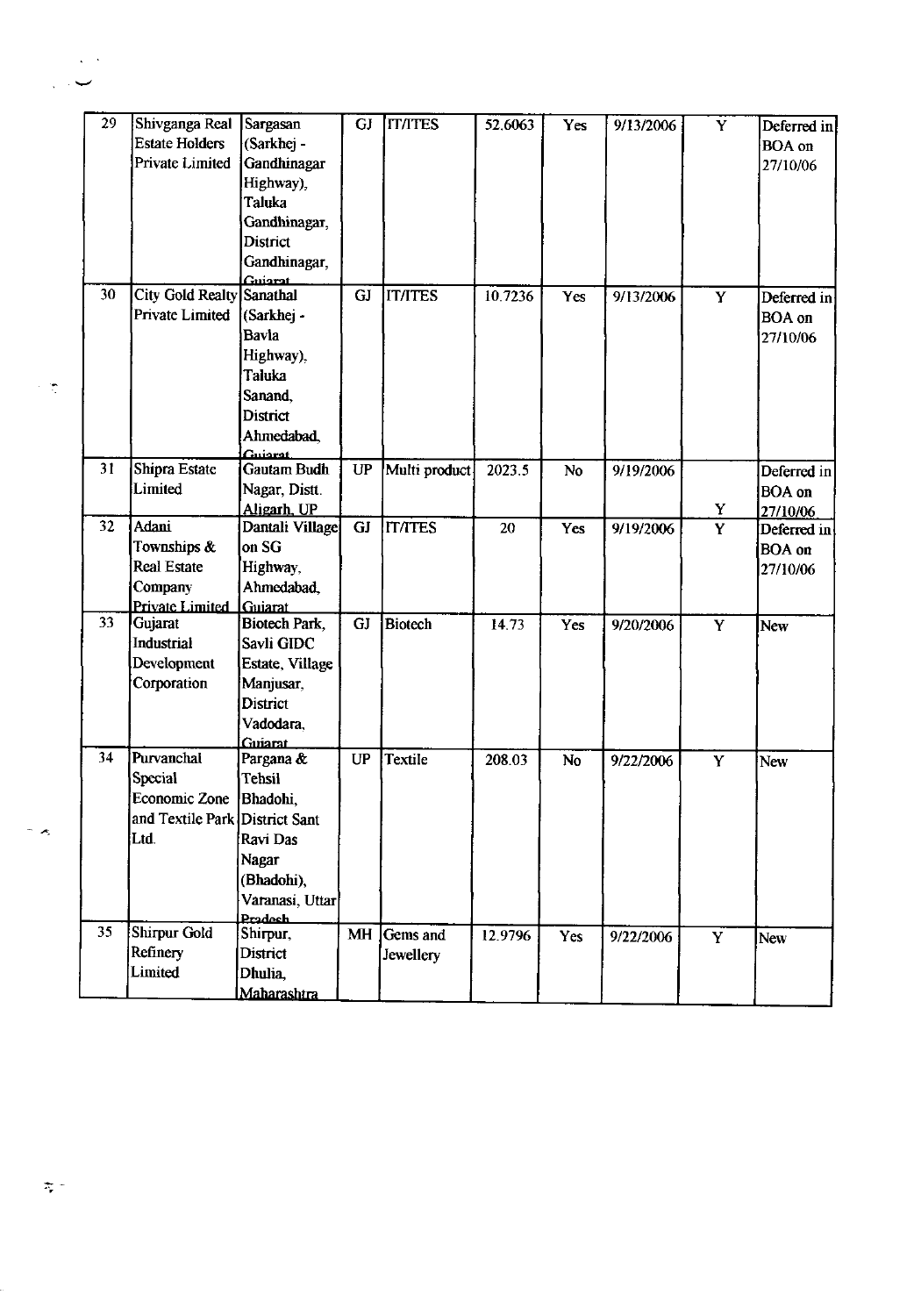| 29 | Shivganga Real Estate Holders Private Limited | Sargasan (Sarkhej - Gandhinagar Highway), Taluka Gandhinagar, District Gandhinagar, Gujarat | GJ | IT/ITES | 52.6063 | Yes | 9/13/2006 | Y | Deferred in BOA on 27/10/06 |
|---|---|---|---|---|---|---|---|---|---|
| 30 | City Gold Realty Private Limited | Sanathal (Sarkhej - Bavla Highway), Taluka Sanand, District Ahmedabad, Gujarat | GJ | IT/ITES | 10.7236 | Yes | 9/13/2006 | Y | Deferred in BOA on 27/10/06 |
| 31 | Shipra Estate Limited | Gautam Budh Nagar, Distt. Aligarh, UP | UP | Multi product | 2023.5 | No | 9/19/2006 | Y | Deferred in BOA on 27/10/06 |
| 32 | Adani Townships & Real Estate Company Private Limited | Dantali Village on SG Highway, Ahmedabad, Gujarat | GJ | IT/ITES | 20 | Yes | 9/19/2006 | Y | Deferred in BOA on 27/10/06 |
| 33 | Gujarat Industrial Development Corporation | Biotech Park, Savli GIDC Estate, Village Manjusar, District Vadodara, Gujarat | GJ | Biotech | 14.73 | Yes | 9/20/2006 | Y | New |
| 34 | Purvanchal Special Economic Zone and Textile Park Ltd. | Pargana & Tehsil Bhadohi, District Sant Ravi Das Nagar (Bhadohi), Varanasi, Uttar Pradesh | UP | Textile | 208.03 | No | 9/22/2006 | Y | New |
| 35 | Shirpur Gold Refinery Limited | Shirpur, District Dhulia, Maharashtra | MH | Gems and Jewellery | 12.9796 | Yes | 9/22/2006 | Y | New |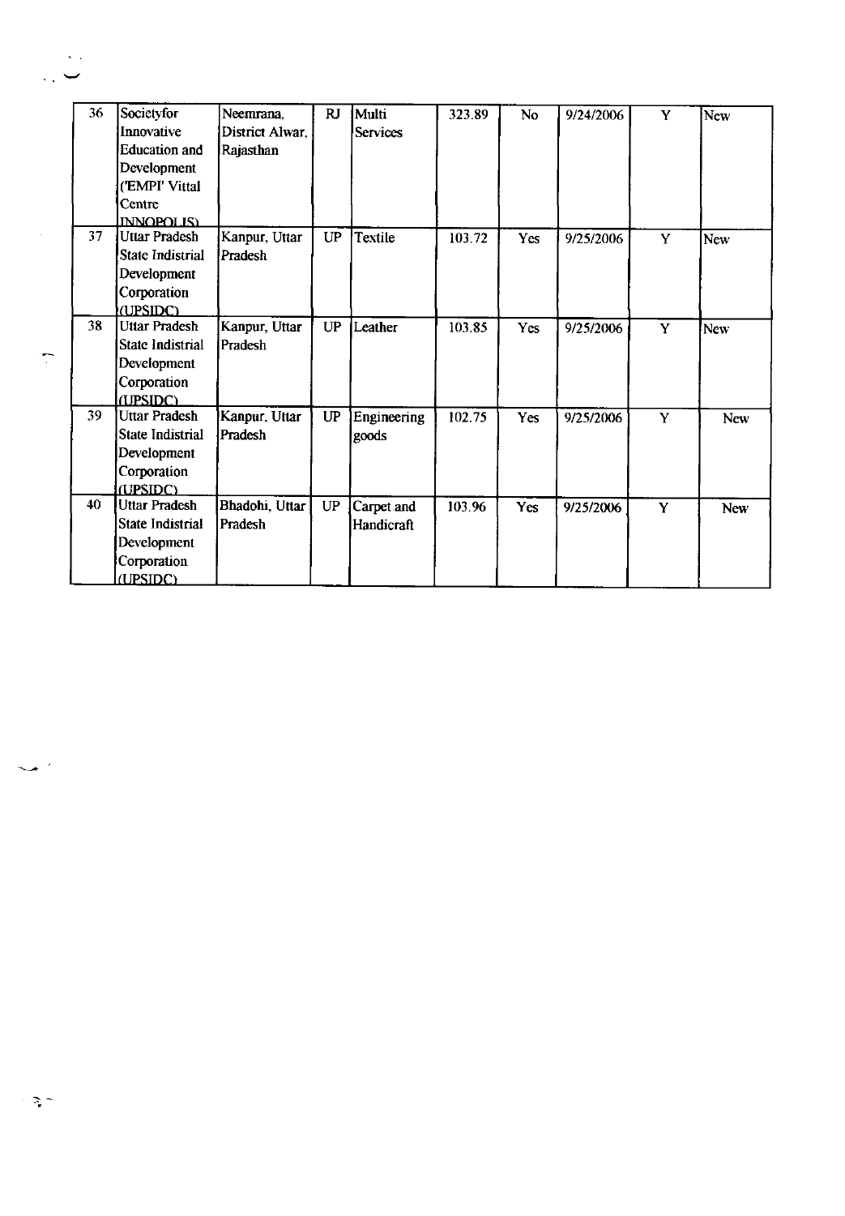| 36 | Societyfor Innovative Education and Development ('EMPI' Vittal Centre INNOPOLIS) | Neemrana, District Alwar, Rajasthan | RJ | Multi Services | 323.89 | No | 9/24/2006 | Y | New |
|---|---|---|---|---|---|---|---|---|---|
| 37 | Uttar Pradesh State Indistrial Development Corporation (UPSIDC) | Kanpur, Uttar Pradesh | UP | Textile | 103.72 | Yes | 9/25/2006 | Y | New |
| 38 | Uttar Pradesh State Indistrial Development Corporation (UPSIDC) | Kanpur, Uttar Pradesh | UP | Leather | 103.85 | Yes | 9/25/2006 | Y | New |
| 39 | Uttar Pradesh State Indistrial Development Corporation (UPSIDC) | Kanpur, Uttar Pradesh | UP | Engineering goods | 102.75 | Yes | 9/25/2006 | Y | New |
| 40 | Uttar Pradesh State Indistrial Development Corporation (UPSIDC) | Bhadohi, Uttar Pradesh | UP | Carpet and Handicraft | 103.96 | Yes | 9/25/2006 | Y | New |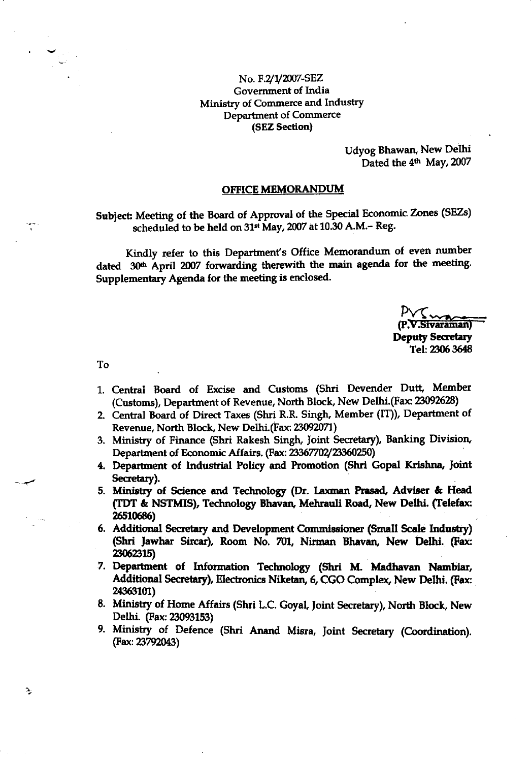No. F.2/1/2007-SEZ
Government of India
Ministry of Commerce and Industry
Department of Commerce
**(SEZ Section)**

Udyog Bhawan, New Delhi
Dated the 4th May, 2007

## OFFICE MEMORANDUM

Subject: Meeting of the Board of Approval of the Special Economic Zones (SEZs) scheduled to be held on 31st May, 2007 at 10.30 A.M.– Reg.

Kindly refer to this Department's Office Memorandum of even number dated 30th April 2007 forwarding therewith the main agenda for the meeting. Supplementary Agenda for the meeting is enclosed.

(P.V.Sivaraman)
**Deputy Secretary**
Tel: 2306 3648

To

1. Central Board of Excise and Customs (Shri Devender Dutt, Member (Customs), Department of Revenue, North Block, New Delhi.(Fax: 23092628)
2. Central Board of Direct Taxes (Shri R.R. Singh, Member (IT)), Department of Revenue, North Block, New Delhi.(Fax: 23092071)
3. Ministry of Finance (Shri Rakesh Singh, Joint Secretary), Banking Division, Department of Economic Affairs. (Fax: 23367702/23360250)
4. Department of Industrial Policy and Promotion (Shri Gopal Krishna, Joint Secretary).
5. Ministry of Science and Technology (Dr. Laxman Prasad, Adviser & Head (TDT & NSTMIS), Technology Bhavan, Mehrauli Road, New Delhi. (Telefax: 26510686)
6. Additional Secretary and Development Commissioner (Small Scale Industry) (Shri Jawhar Sircar), Room No. 701, Nirman Bhavan, New Delhi. (Fax: 23062315)
7. Department of Information Technology (Shri M. Madhavan Nambiar, Additional Secretary), Electronics Niketan, 6, CGO Complex, New Delhi. (Fax: 24363101)
8. Ministry of Home Affairs (Shri L.C. Goyal, Joint Secretary), North Block, New Delhi. (Fax: 23093153)
9. Ministry of Defence (Shri Anand Misra, Joint Secretary (Coordination). (Fax: 23792043)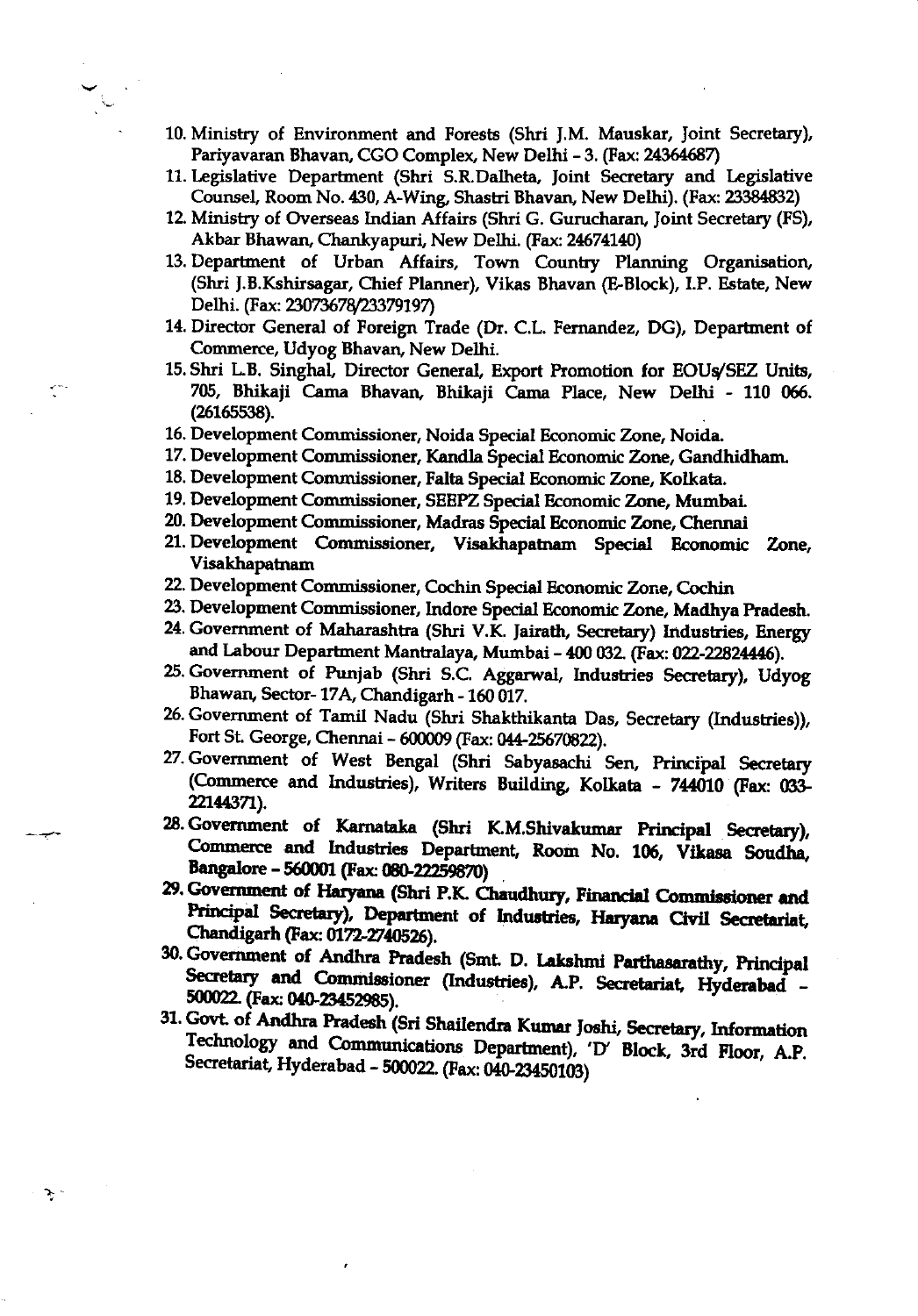10. Ministry of Environment and Forests (Shri J.M. Mauskar, Joint Secretary), Pariyavaran Bhavan, CGO Complex, New Delhi - 3. (Fax: 24364687)
11. Legislative Department (Shri S.R.Dalheta, Joint Secretary and Legislative Counsel, Room No. 430, A-Wing, Shastri Bhavan, New Delhi). (Fax: 23384832)
12. Ministry of Overseas Indian Affairs (Shri G. Gurucharan, Joint Secretary (FS), Akbar Bhawan, Chankyapuri, New Delhi. (Fax: 24674140)
13. Department of Urban Affairs, Town Country Planning Organisation, (Shri J.B.Kshirsagar, Chief Planner), Vikas Bhavan (E-Block), I.P. Estate, New Delhi. (Fax: 23073678/23379197)
14. Director General of Foreign Trade (Dr. C.L. Fernandez, DG), Department of Commerce, Udyog Bhavan, New Delhi.
15. Shri L.B. Singhal, Director General, Export Promotion for EOUs/SEZ Units, 705, Bhikaji Cama Bhavan, Bhikaji Cama Place, New Delhi - 110 066. (26165538).
16. Development Commissioner, Noida Special Economic Zone, Noida.
17. Development Commissioner, Kandla Special Economic Zone, Gandhidham.
18. Development Commissioner, Falta Special Economic Zone, Kolkata.
19. Development Commissioner, SEEPZ Special Economic Zone, Mumbai.
20. Development Commissioner, Madras Special Economic Zone, Chennai
21. Development Commissioner, Visakhapatnam Special Economic Zone, Visakhapatnam
22. Development Commissioner, Cochin Special Economic Zone, Cochin
23. Development Commissioner, Indore Special Economic Zone, Madhya Pradesh.
24. Government of Maharashtra (Shri V.K. Jairath, Secretary) Industries, Energy and Labour Department Mantralaya, Mumbai - 400 032. (Fax: 022-22824446).
25. Government of Punjab (Shri S.C. Aggarwal, Industries Secretary), Udyog Bhawan, Sector- 17A, Chandigarh - 160 017.
26. Government of Tamil Nadu (Shri Shakthikanta Das, Secretary (Industries)), Fort St. George, Chennai - 600009 (Fax: 044-25670822).
27. Government of West Bengal (Shri Sabyasachi Sen, Principal Secretary (Commerce and Industries), Writers Building, Kolkata - 744010 (Fax: 033-22144371).
28. Government of Karnataka (Shri K.M.Shivakumar Principal Secretary), Commerce and Industries Department, Room No. 106, Vikasa Soudha, Bangalore - 560001 (Fax: 080-22259870)
29. Government of Haryana (Shri P.K. Chaudhury, Financial Commissioner and Principal Secretary), Department of Industries, Haryana Civil Secretariat, Chandigarh (Fax: 0172-2740526).
30. Government of Andhra Pradesh (Smt. D. Lakshmi Parthasarathy, Principal Secretary and Commissioner (Industries), A.P. Secretariat, Hyderabad - 500022. (Fax: 040-23452985).
31. Govt. of Andhra Pradesh (Sri Shailendra Kumar Joshi, Secretary, Information Technology and Communications Department), 'D' Block, 3rd Floor, A.P. Secretariat, Hyderabad - 500022. (Fax: 040-23450103)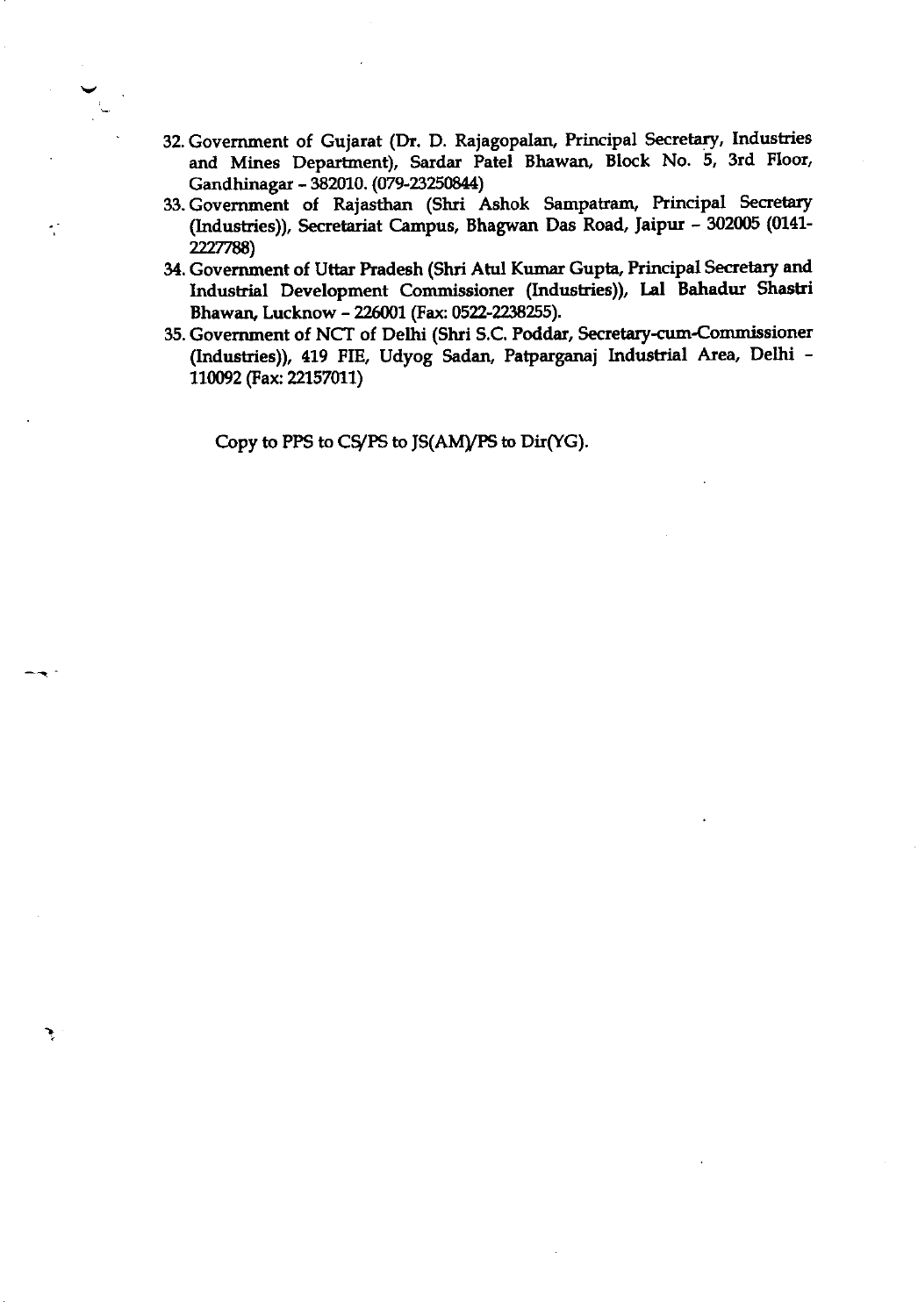32. Government of Gujarat (Dr. D. Rajagopalan, Principal Secretary, Industries and Mines Department), Sardar Patel Bhawan, Block No. 5, 3rd Floor, Gandhinagar – 382010. (079-23250844)
33. Government of Rajasthan (Shri Ashok Sampatram, Principal Secretary (Industries)), Secretariat Campus, Bhagwan Das Road, Jaipur – 302005 (0141-2227788)
34. Government of Uttar Pradesh (Shri Atul Kumar Gupta, Principal Secretary and Industrial Development Commissioner (Industries)), Lal Bahadur Shastri Bhawan, Lucknow – 226001 (Fax: 0522-2238255).
35. Government of NCT of Delhi (Shri S.C. Poddar, Secretary-cum-Commissioner (Industries)), 419 FIE, Udyog Sadan, Patparganaj Industrial Area, Delhi – 110092 (Fax: 22157011)

Copy to PPS to CS/PS to JS(AM)/PS to Dir(YG).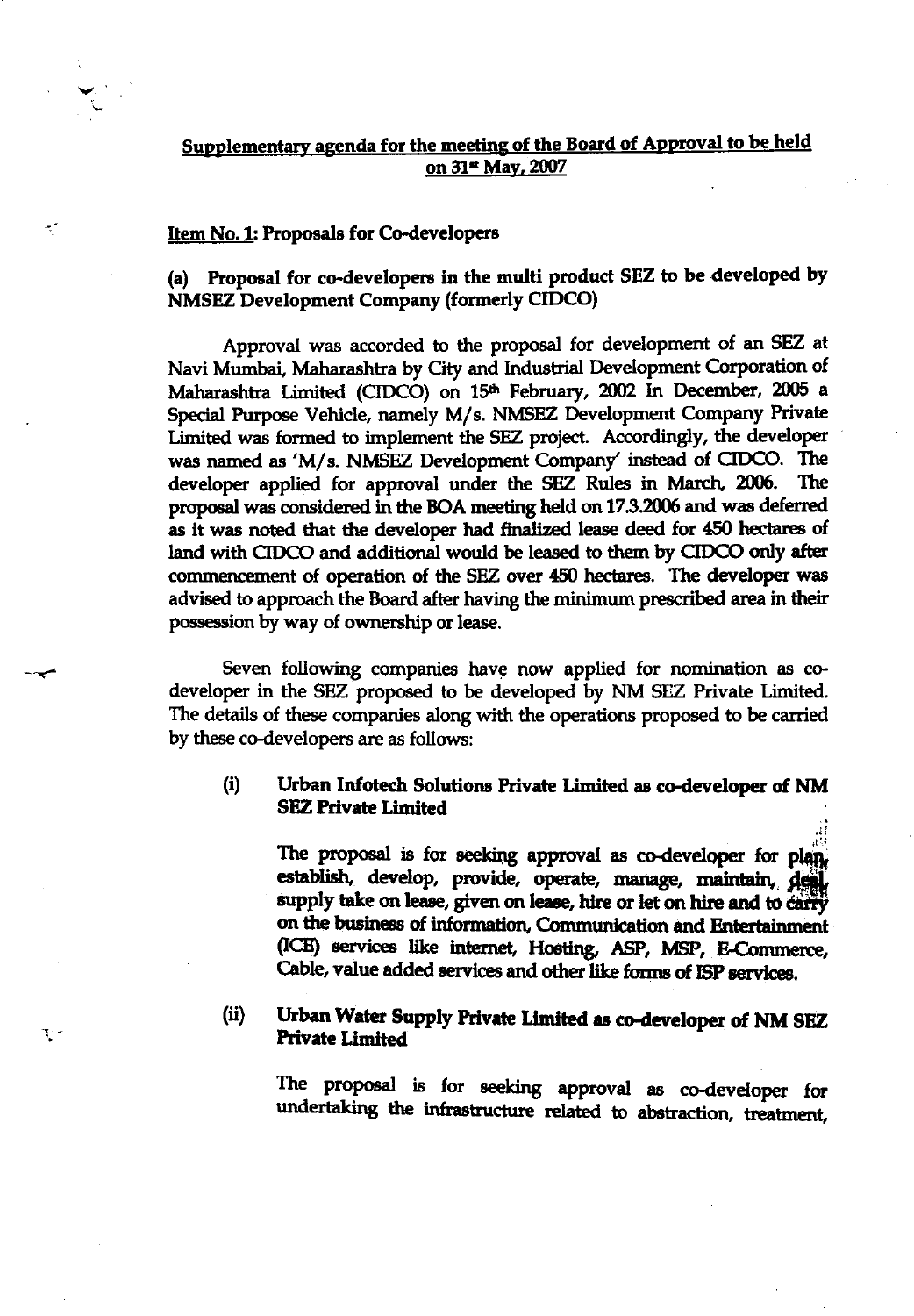## Supplementary agenda for the meeting of the Board of Approval to be held on 31st May, 2007

**Item No. 1: Proposals for Co-developers**

**(a) Proposal for co-developers in the multi product SEZ to be developed by NMSEZ Development Company (formerly CIDCO)**

Approval was accorded to the proposal for development of an SEZ at Navi Mumbai, Maharashtra by City and Industrial Development Corporation of Maharashtra Limited (CIDCO) on 15th February, 2002 In December, 2005 a Special Purpose Vehicle, namely M/s. NMSEZ Development Company Private Limited was formed to implement the SEZ project. Accordingly, the developer was named as 'M/s. NMSEZ Development Company' instead of CIDCO. The developer applied for approval under the SEZ Rules in March, 2006. The proposal was considered in the BOA meeting held on 17.3.2006 and was deferred as it was noted that the developer had finalized lease deed for 450 hectares of land with CIDCO and additional would be leased to them by CIDCO only after commencement of operation of the SEZ over 450 hectares. The developer was advised to approach the Board after having the minimum prescribed area in their possession by way of ownership or lease.

Seven following companies have now applied for nomination as co-developer in the SEZ proposed to be developed by NM SEZ Private Limited. The details of these companies along with the operations proposed to be carried by these co-developers are as follows:

(i) **Urban Infotech Solutions Private Limited as co-developer of NM SEZ Private Limited**

The proposal is for seeking approval as co-developer for plan, establish, develop, provide, operate, manage, maintain, deal, supply take on lease, given on lease, hire or let on hire and to carry on the business of information, Communication and Entertainment (ICE) services like internet, Hosting, ASP, MSP, E-Commerce, Cable, value added services and other like forms of ISP services.

(ii) **Urban Water Supply Private Limited as co-developer of NM SEZ Private Limited**

The proposal is for seeking approval as co-developer for undertaking the infrastructure related to abstraction, treatment,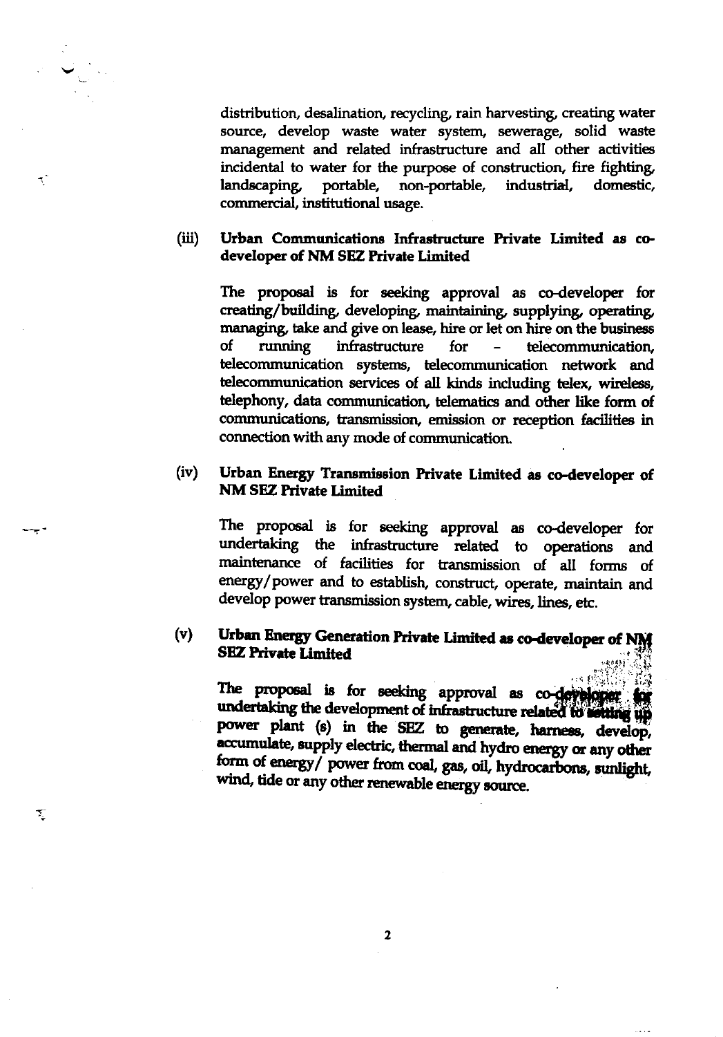distribution, desalination, recycling, rain harvesting, creating water source, develop waste water system, sewerage, solid waste management and related infrastructure and all other activities incidental to water for the purpose of construction, fire fighting, landscaping, portable, non-portable, industrial, domestic, commercial, institutional usage.

(iii) **Urban Communications Infrastructure Private Limited as co-developer of NM SEZ Private Limited**

The proposal is for seeking approval as co-developer for creating/building, developing, maintaining, supplying, operating, managing, take and give on lease, hire or let on hire on the business of running infrastructure for – telecommunication, telecommunication systems, telecommunication network and telecommunication services of all kinds including telex, wireless, telephony, data communication, telematics and other like form of communications, transmission, emission or reception facilities in connection with any mode of communication.

(iv) **Urban Energy Transmission Private Limited as co-developer of NM SEZ Private Limited**

The proposal is for seeking approval as co-developer for undertaking the infrastructure related to operations and maintenance of facilities for transmission of all forms of energy/power and to establish, construct, operate, maintain and develop power transmission system, cable, wires, lines, etc.

(v) **Urban Energy Generation Private Limited as co-developer of NM SEZ Private Limited**

The proposal is for seeking approval as co-developer for undertaking the development of infrastructure related to setting up power plant (s) in the SEZ to generate, harness, develop, accumulate, supply electric, thermal and hydro energy or any other form of energy/ power from coal, gas, oil, hydrocarbons, sunlight, wind, tide or any other renewable energy source.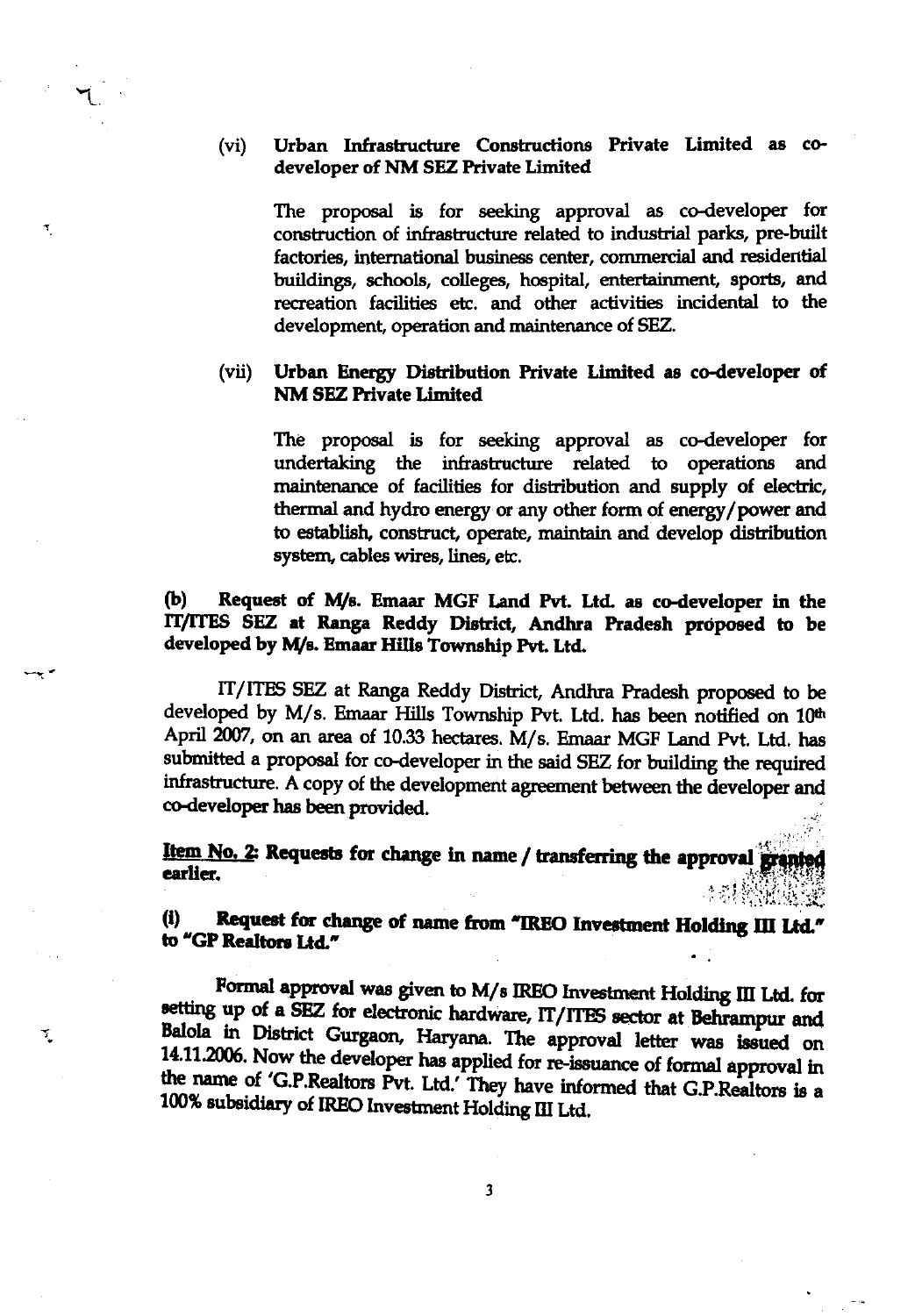(vi) **Urban Infrastructure Constructions Private Limited as co-developer of NM SEZ Private Limited**

The proposal is for seeking approval as co-developer for construction of infrastructure related to industrial parks, pre-built factories, international business center, commercial and residential buildings, schools, colleges, hospital, entertainment, sports, and recreation facilities etc. and other activities incidental to the development, operation and maintenance of SEZ.

(vii) **Urban Energy Distribution Private Limited as co-developer of NM SEZ Private Limited**

The proposal is for seeking approval as co-developer for undertaking the infrastructure related to operations and maintenance of facilities for distribution and supply of electric, thermal and hydro energy or any other form of energy/power and to establish, construct, operate, maintain and develop distribution system, cables wires, lines, etc.

**(b) Request of M/s. Emaar MGF Land Pvt. Ltd. as co-developer in the IT/ITES SEZ at Ranga Reddy District, Andhra Pradesh proposed to be developed by M/s. Emaar Hills Township Pvt. Ltd.**

IT/ITES SEZ at Ranga Reddy District, Andhra Pradesh proposed to be developed by M/s. Emaar Hills Township Pvt. Ltd. has been notified on 10th April 2007, on an area of 10.33 hectares. M/s. Emaar MGF Land Pvt. Ltd. has submitted a proposal for co-developer in the said SEZ for building the required infrastructure. A copy of the development agreement between the developer and co-developer has been provided.

**Item No. 2: Requests for change in name / transferring the approval granted earlier.**

**(i) Request for change of name from "IREO Investment Holding III Ltd." to "GP Realtors Ltd."**

Formal approval was given to M/s IREO Investment Holding III Ltd. for setting up of a SEZ for electronic hardware, IT/ITES sector at Behrampur and Balola in District Gurgaon, Haryana. The approval letter was issued on 14.11.2006. Now the developer has applied for re-issuance of formal approval in the name of 'G.P.Realtors Pvt. Ltd.' They have informed that G.P.Realtors is a 100% subsidiary of IREO Investment Holding III Ltd.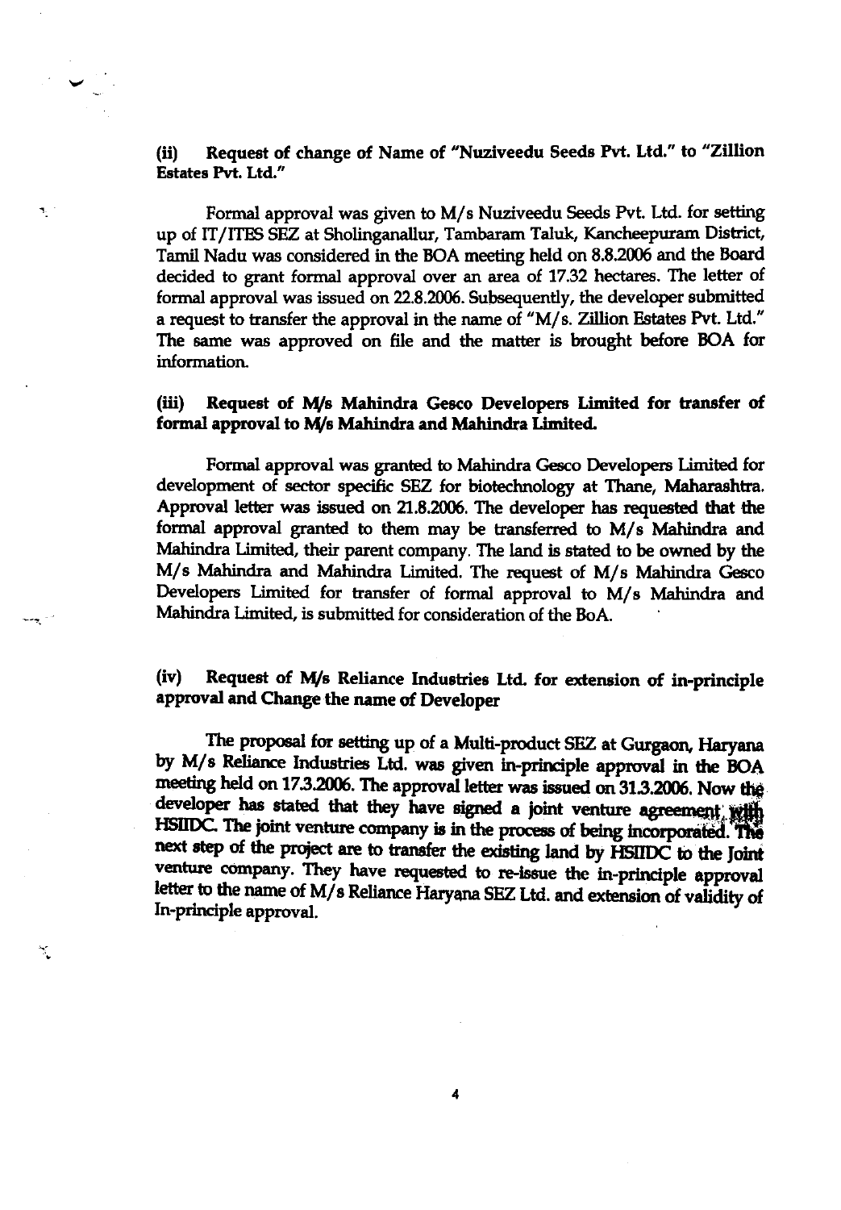**(ii) Request of change of Name of "Nuziveedu Seeds Pvt. Ltd." to "Zillion Estates Pvt. Ltd."**

Formal approval was given to M/s Nuziveedu Seeds Pvt. Ltd. for setting up of IT/ITES SEZ at Sholinganallur, Tambaram Taluk, Kancheepuram District, Tamil Nadu was considered in the BOA meeting held on 8.8.2006 and the Board decided to grant formal approval over an area of 17.32 hectares. The letter of formal approval was issued on 22.8.2006. Subsequently, the developer submitted a request to transfer the approval in the name of "M/s. Zillion Estates Pvt. Ltd." The same was approved on file and the matter is brought before BOA for information.

**(iii) Request of M/s Mahindra Gesco Developers Limited for transfer of formal approval to M/s Mahindra and Mahindra Limited.**

Formal approval was granted to Mahindra Gesco Developers Limited for development of sector specific SEZ for biotechnology at Thane, Maharashtra. Approval letter was issued on 21.8.2006. The developer has requested that the formal approval granted to them may be transferred to M/s Mahindra and Mahindra Limited, their parent company. The land is stated to be owned by the M/s Mahindra and Mahindra Limited. The request of M/s Mahindra Gesco Developers Limited for transfer of formal approval to M/s Mahindra and Mahindra Limited, is submitted for consideration of the BoA.

**(iv) Request of M/s Reliance Industries Ltd. for extension of in-principle approval and Change the name of Developer**

The proposal for setting up of a Multi-product SEZ at Gurgaon, Haryana by M/s Reliance Industries Ltd. was given in-principle approval in the BOA meeting held on 17.3.2006. The approval letter was issued on 31.3.2006. Now the developer has stated that they have signed a joint venture agreement with HSIIDC. The joint venture company is in the process of being incorporated. The next step of the project are to transfer the existing land by HSIIDC to the Joint venture company. They have requested to re-issue the in-principle approval letter to the name of M/s Reliance Haryana SEZ Ltd. and extension of validity of In-principle approval.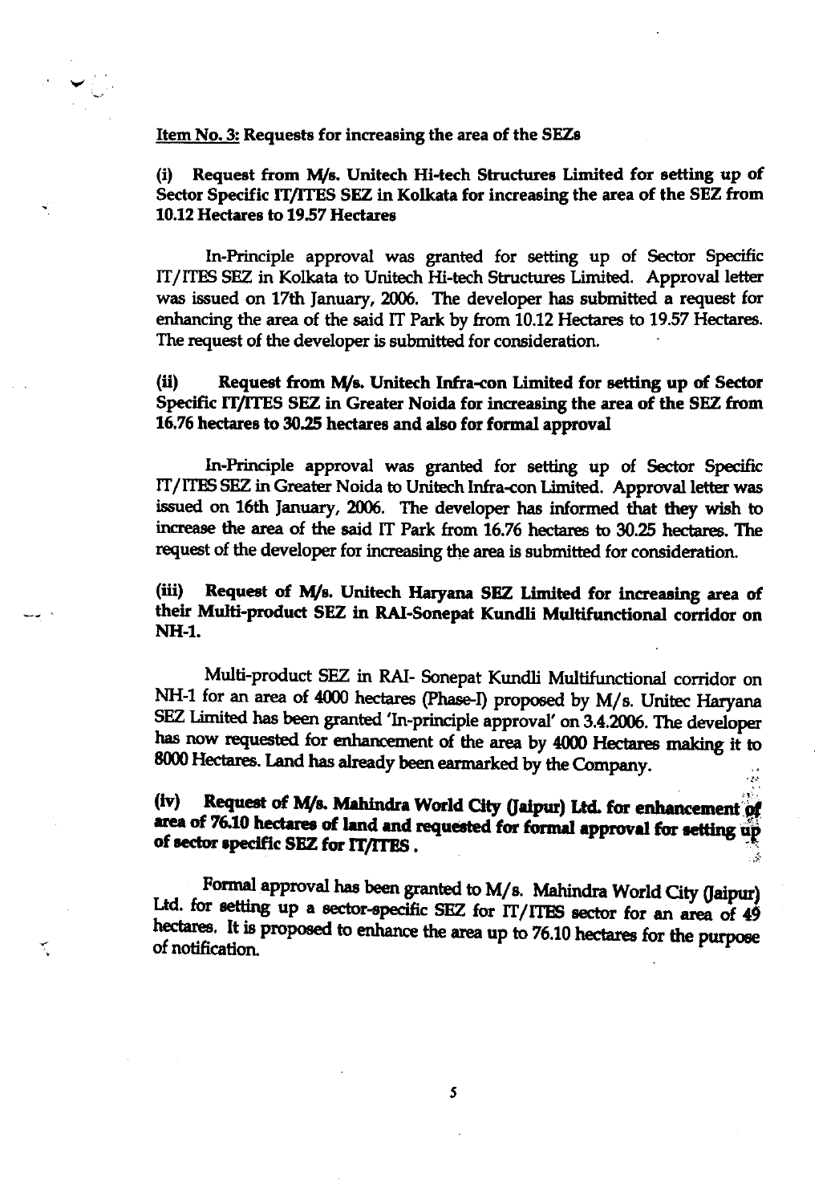Item No. 3: Requests for increasing the area of the SEZs

**(i) Request from M/s. Unitech Hi-tech Structures Limited for setting up of Sector Specific IT/ITES SEZ in Kolkata for increasing the area of the SEZ from 10.12 Hectares to 19.57 Hectares**

In-Principle approval was granted for setting up of Sector Specific IT/ITES SEZ in Kolkata to Unitech Hi-tech Structures Limited. Approval letter was issued on 17th January, 2006. The developer has submitted a request for enhancing the area of the said IT Park by from 10.12 Hectares to 19.57 Hectares. The request of the developer is submitted for consideration.

**(ii) Request from M/s. Unitech Infra-con Limited for setting up of Sector Specific IT/ITES SEZ in Greater Noida for increasing the area of the SEZ from 16.76 hectares to 30.25 hectares and also for formal approval**

In-Principle approval was granted for setting up of Sector Specific IT/ITES SEZ in Greater Noida to Unitech Infra-con Limited. Approval letter was issued on 16th January, 2006. The developer has informed that they wish to increase the area of the said IT Park from 16.76 hectares to 30.25 hectares. The request of the developer for increasing the area is submitted for consideration.

**(iii) Request of M/s. Unitech Haryana SEZ Limited for increasing area of their Multi-product SEZ in RAI-Sonepat Kundli Multifunctional corridor on NH-1.**

Multi-product SEZ in RAI- Sonepat Kundli Multifunctional corridor on NH-1 for an area of 4000 hectares (Phase-I) proposed by M/s. Unitec Haryana SEZ Limited has been granted 'In-principle approval' on 3.4.2006. The developer has now requested for enhancement of the area by 4000 Hectares making it to 8000 Hectares. Land has already been earmarked by the Company.

**(iv) Request of M/s. Mahindra World City (Jaipur) Ltd. for enhancement of area of 76.10 hectares of land and requested for formal approval for setting up of sector specific SEZ for IT/ITES.**

Formal approval has been granted to M/s. Mahindra World City (Jaipur) Ltd. for setting up a sector-specific SEZ for IT/ITES sector for an area of 49 hectares. It is proposed to enhance the area up to 76.10 hectares for the purpose of notification.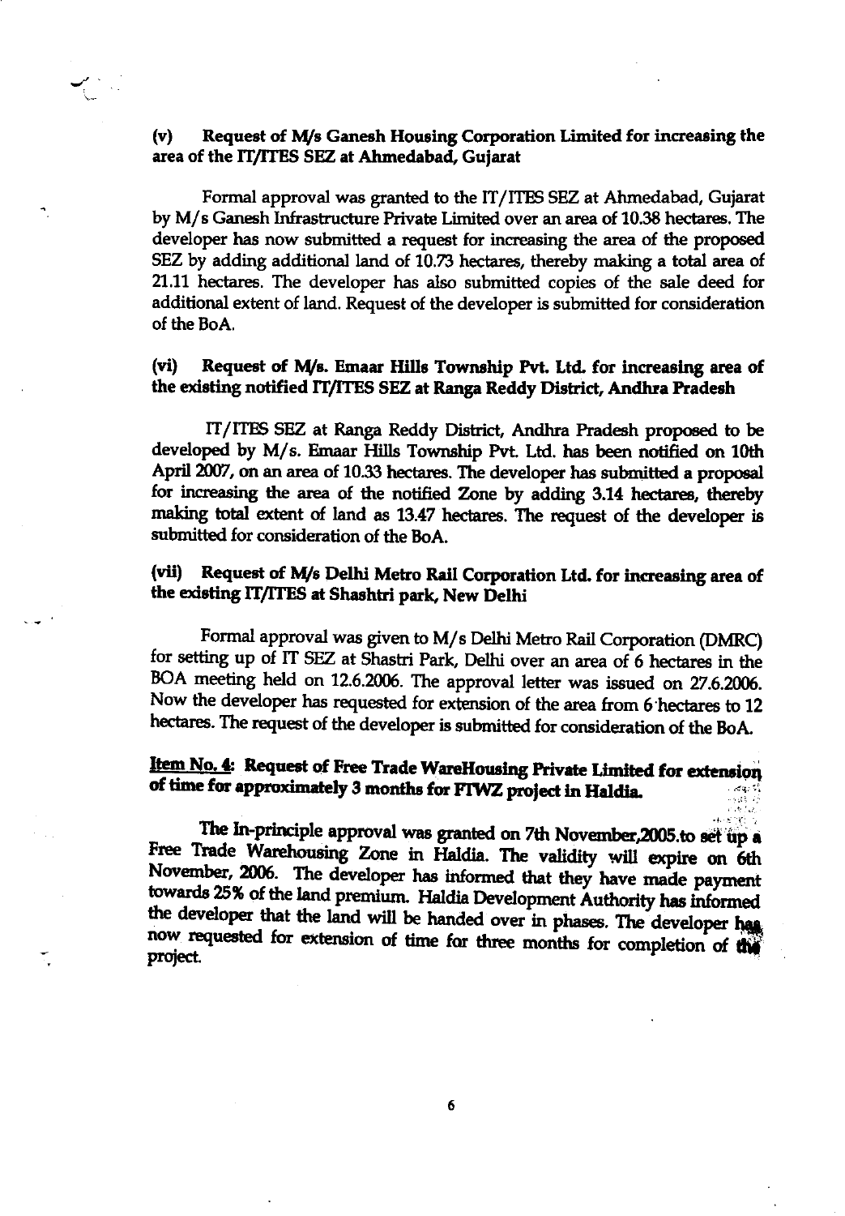**(v) Request of M/s Ganesh Housing Corporation Limited for increasing the area of the IT/ITES SEZ at Ahmedabad, Gujarat**

Formal approval was granted to the IT/ITES SEZ at Ahmedabad, Gujarat by M/s Ganesh Infrastructure Private Limited over an area of 10.38 hectares. The developer has now submitted a request for increasing the area of the proposed SEZ by adding additional land of 10.73 hectares, thereby making a total area of 21.11 hectares. The developer has also submitted copies of the sale deed for additional extent of land. Request of the developer is submitted for consideration of the BoA.

**(vi) Request of M/s. Emaar Hills Township Pvt. Ltd. for increasing area of the existing notified IT/ITES SEZ at Ranga Reddy District, Andhra Pradesh**

IT/ITES SEZ at Ranga Reddy District, Andhra Pradesh proposed to be developed by M/s. Emaar Hills Township Pvt. Ltd. has been notified on 10th April 2007, on an area of 10.33 hectares. The developer has submitted a proposal for increasing the area of the notified Zone by adding 3.14 hectares, thereby making total extent of land as 13.47 hectares. The request of the developer is submitted for consideration of the BoA.

**(vii) Request of M/s Delhi Metro Rail Corporation Ltd. for increasing area of the existing IT/ITES at Shashtri park, New Delhi**

Formal approval was given to M/s Delhi Metro Rail Corporation (DMRC) for setting up of IT SEZ at Shastri Park, Delhi over an area of 6 hectares in the BOA meeting held on 12.6.2006. The approval letter was issued on 27.6.2006. Now the developer has requested for extension of the area from 6 hectares to 12 hectares. The request of the developer is submitted for consideration of the BoA.

**<u>Item No. 4</u>: Request of Free Trade WareHousing Private Limited for extension of time for approximately 3 months for FTWZ project in Haldia.**

The In-principle approval was granted on 7th November,2005.to set up a Free Trade Warehousing Zone in Haldia. The validity will expire on 6th November, 2006. The developer has informed that they have made payment towards 25% of the land premium. Haldia Development Authority has informed the developer that the land will be handed over in phases. The developer has now requested for extension of time for three months for completion of the project.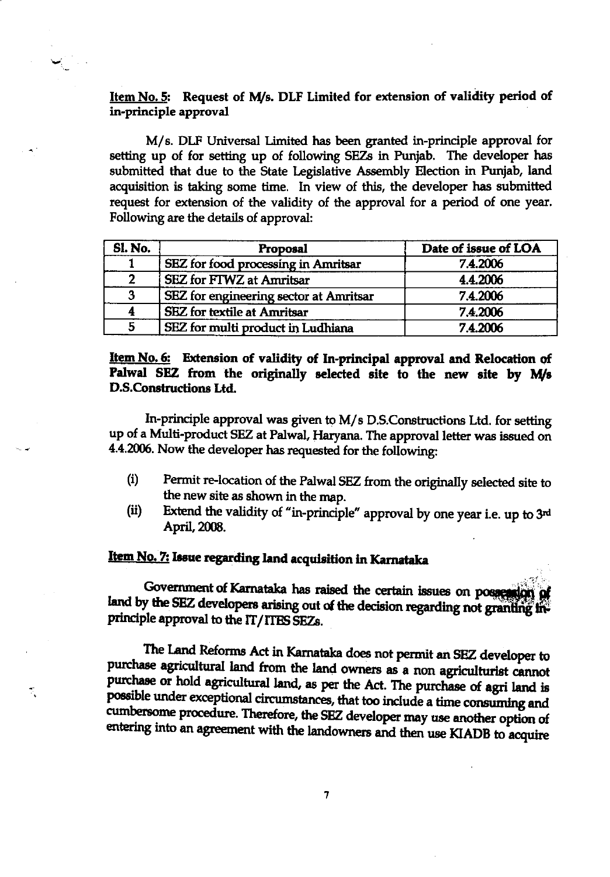**Item No. 5: Request of M/s. DLF Limited for extension of validity period of in-principle approval**

M/s. DLF Universal Limited has been granted in-principle approval for setting up of for setting up of following SEZs in Punjab. The developer has submitted that due to the State Legislative Assembly Election in Punjab, land acquisition is taking some time. In view of this, the developer has submitted request for extension of the validity of the approval for a period of one year. Following are the details of approval:

| Sl. No. | Proposal | Date of issue of LOA |
|---|---|---|
| 1 | SEZ for food processing in Amritsar | 7.4.2006 |
| 2 | SEZ for FTWZ at Amritsar | 4.4.2006 |
| 3 | SEZ for engineering sector at Amritsar | 7.4.2006 |
| 4 | SEZ for textile at Amritsar | 7.4.2006 |
| 5 | SEZ for multi product in Ludhiana | 7.4.2006 |

**Item No. 6: Extension of validity of In-principal approval and Relocation of Palwal SEZ from the originally selected site to the new site by M/s D.S.Constructions Ltd.**

In-principle approval was given to M/s D.S.Constructions Ltd. for setting up of a Multi-product SEZ at Palwal, Haryana. The approval letter was issued on 4.4.2006. Now the developer has requested for the following:

(i) Permit re-location of the Palwal SEZ from the originally selected site to the new site as shown in the map.

(ii) Extend the validity of "in-principle" approval by one year i.e. up to 3rd April, 2008.

**Item No. 7: Issue regarding land acquisition in Karnataka**

Government of Karnataka has raised the certain issues on possession of land by the SEZ developers arising out of the decision regarding not granting in-principle approval to the IT/ITES SEZs.

The Land Reforms Act in Karnataka does not permit an SEZ developer to purchase agricultural land from the land owners as a non agriculturist cannot purchase or hold agricultural land, as per the Act. The purchase of agri land is possible under exceptional circumstances, that too include a time consuming and cumbersome procedure. Therefore, the SEZ developer may use another option of entering into an agreement with the landowners and then use KIADB to acquire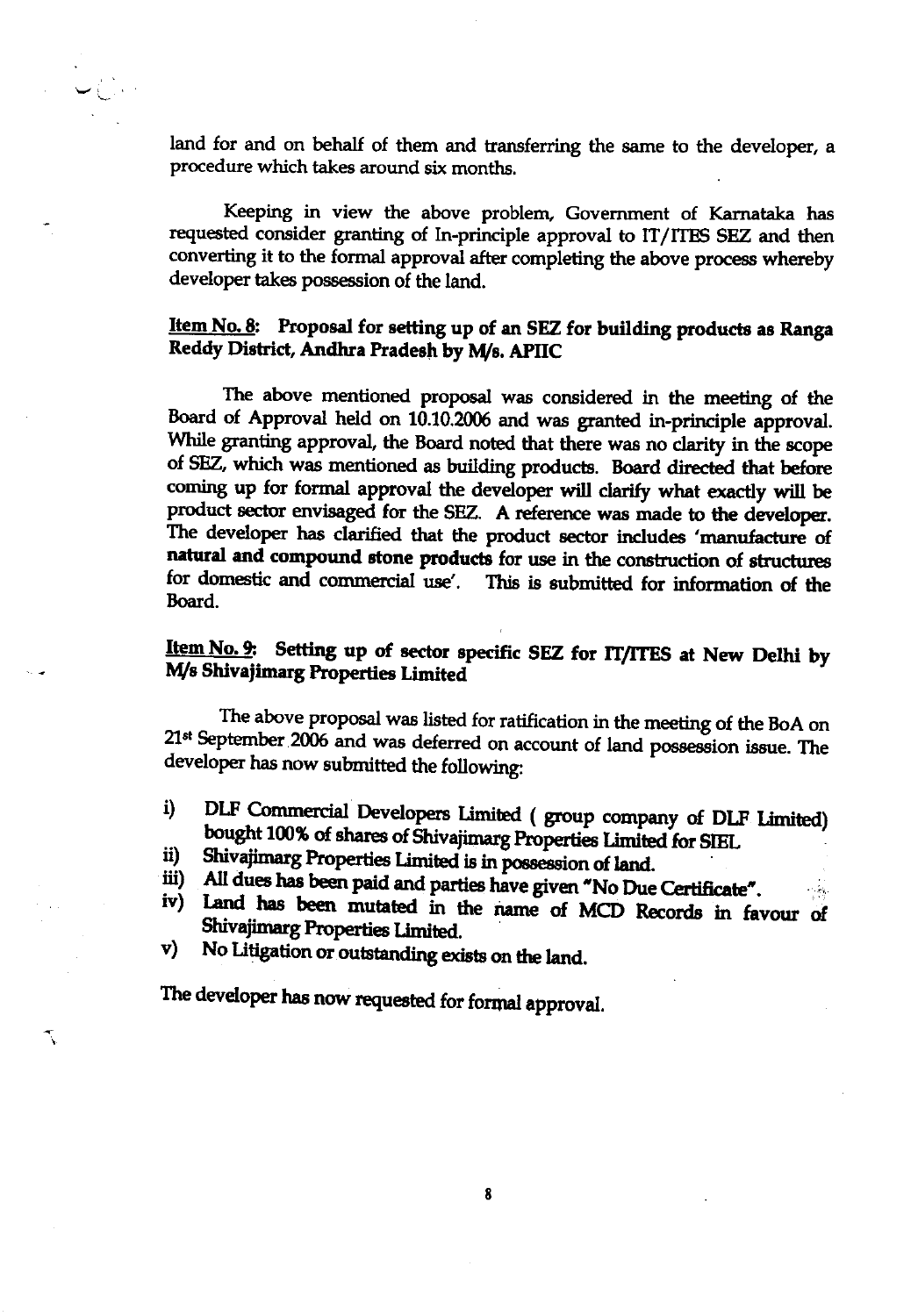land for and on behalf of them and transferring the same to the developer, a procedure which takes around six months.

Keeping in view the above problem, Government of Karnataka has requested consider granting of In-principle approval to IT/ITES SEZ and then converting it to the formal approval after completing the above process whereby developer takes possession of the land.

**Item No. 8: Proposal for setting up of an SEZ for building products as Ranga Reddy District, Andhra Pradesh by M/s. APIIC**

The above mentioned proposal was considered in the meeting of the Board of Approval held on 10.10.2006 and was granted in-principle approval. While granting approval, the Board noted that there was no clarity in the scope of SEZ, which was mentioned as building products. Board directed that before coming up for formal approval the developer will clarify what exactly will be product sector envisaged for the SEZ. A reference was made to the developer. The developer has clarified that the product sector includes 'manufacture of **natural and compound stone products** for use in the construction of structures for domestic and commercial use'. This is submitted for information of the Board.

**Item No. 9: Setting up of sector specific SEZ for IT/ITES at New Delhi by M/s Shivajimarg Properties Limited**

The above proposal was listed for ratification in the meeting of the BoA on 21st September 2006 and was deferred on account of land possession issue. The developer has now submitted the following:

i) DLF Commercial Developers Limited ( group company of DLF Limited) bought 100% of shares of Shivajimarg Properties Limited for SIEL
ii) Shivajimarg Properties Limited is in possession of land.
iii) All dues has been paid and parties have given "No Due Certificate".
iv) Land has been mutated in the name of MCD Records in favour of Shivajimarg Properties Limited.
v) No Litigation or outstanding exists on the land.

The developer has now requested for formal approval.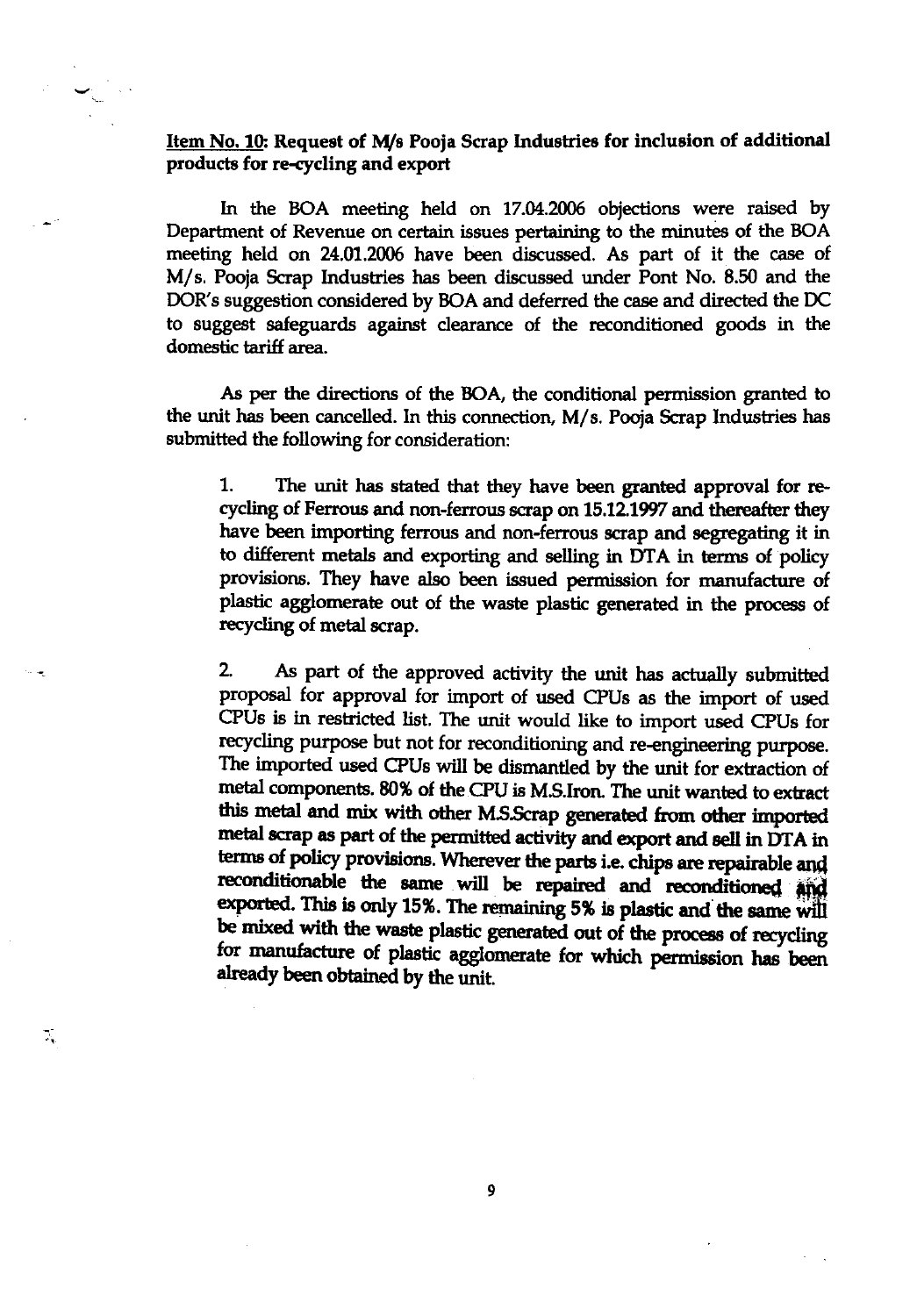**Item No. 10: Request of M/s Pooja Scrap Industries for inclusion of additional products for re-cycling and export**

In the BOA meeting held on 17.04.2006 objections were raised by Department of Revenue on certain issues pertaining to the minutes of the BOA meeting held on 24.01.2006 have been discussed. As part of it the case of M/s. Pooja Scrap Industries has been discussed under Pont No. 8.50 and the DOR's suggestion considered by BOA and deferred the case and directed the DC to suggest safeguards against clearance of the reconditioned goods in the domestic tariff area.

As per the directions of the BOA, the conditional permission granted to the unit has been cancelled. In this connection, M/s. Pooja Scrap Industries has submitted the following for consideration:

1. The unit has stated that they have been granted approval for re-cycling of Ferrous and non-ferrous scrap on 15.12.1997 and thereafter they have been importing ferrous and non-ferrous scrap and segregating it in to different metals and exporting and selling in DTA in terms of policy provisions. They have also been issued permission for manufacture of plastic agglomerate out of the waste plastic generated in the process of recycling of metal scrap.

2. As part of the approved activity the unit has actually submitted proposal for approval for import of used CPUs as the import of used CPUs is in restricted list. The unit would like to import used CPUs for recycling purpose but not for reconditioning and re-engineering purpose. The imported used CPUs will be dismantled by the unit for extraction of metal components. 80% of the CPU is M.S.Iron. The unit wanted to extract this metal and mix with other M.S.Scrap generated from other imported metal scrap as part of the permitted activity and export and sell in DTA in terms of policy provisions. Wherever the parts i.e. chips are repairable and reconditionable the same will be repaired and reconditioned and exported. This is only 15%. The remaining 5% is plastic and the same will be mixed with the waste plastic generated out of the process of recycling for manufacture of plastic agglomerate for which permission has been already been obtained by the unit.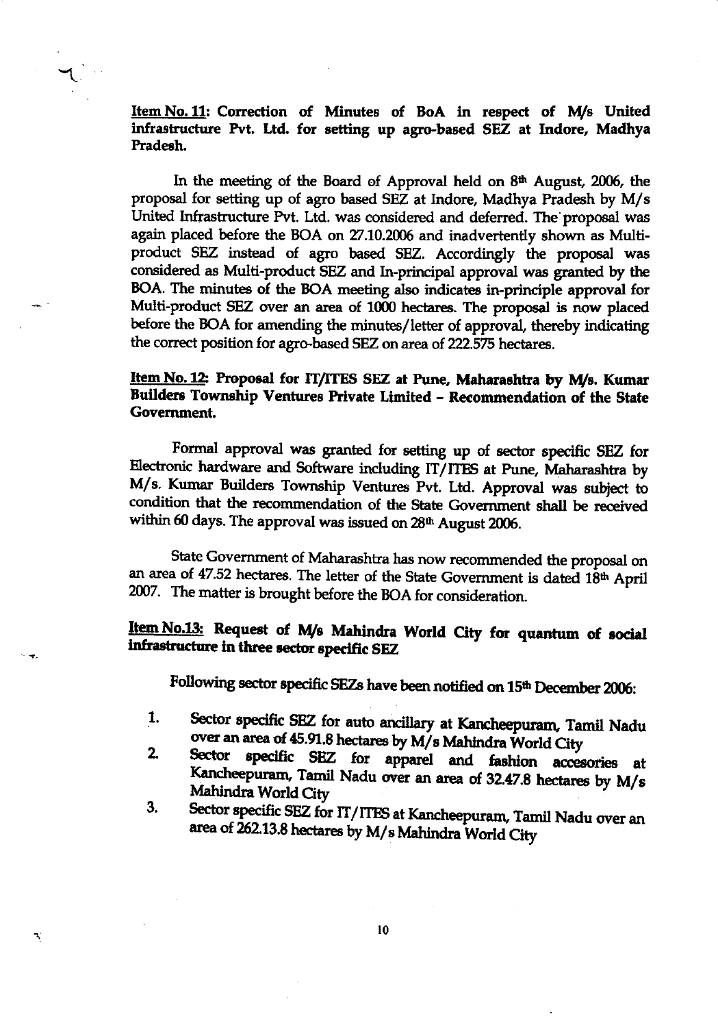**<u>Item No. 11</u>: Correction of Minutes of BoA in respect of M/s United infrastructure Pvt. Ltd. for setting up agro-based SEZ at Indore, Madhya Pradesh.**

In the meeting of the Board of Approval held on 8th August, 2006, the proposal for setting up of agro based SEZ at Indore, Madhya Pradesh by M/s United Infrastructure Pvt. Ltd. was considered and deferred. The proposal was again placed before the BOA on 27.10.2006 and inadvertently shown as Multi-product SEZ instead of agro based SEZ. Accordingly the proposal was considered as Multi-product SEZ and In-principal approval was granted by the BOA. The minutes of the BOA meeting also indicates in-principle approval for Multi-product SEZ over an area of 1000 hectares. The proposal is now placed before the BOA for amending the minutes/letter of approval, thereby indicating the correct position for agro-based SEZ on area of 222.575 hectares.

**<u>Item No. 12</u>: Proposal for IT/ITES SEZ at Pune, Maharashtra by M/s. Kumar Builders Township Ventures Private Limited – Recommendation of the State Government.**

Formal approval was granted for setting up of sector specific SEZ for Electronic hardware and Software including IT/ITES at Pune, Maharashtra by M/s. Kumar Builders Township Ventures Pvt. Ltd. Approval was subject to condition that the recommendation of the State Government shall be received within 60 days. The approval was issued on 28th August 2006.

State Government of Maharashtra has now recommended the proposal on an area of 47.52 hectares. The letter of the State Government is dated 18th April 2007. The matter is brought before the BOA for consideration.

**<u>Item No.13</u>: Request of M/s Mahindra World City for quantum of social infrastructure in three sector specific SEZ**

Following sector specific SEZs have been notified on 15th December 2006:

1. Sector specific SEZ for auto ancillary at Kancheepuram, Tamil Nadu over an area of 45.91.8 hectares by M/s Mahindra World City
2. Sector specific SEZ for apparel and fashion accesories at Kancheepuram, Tamil Nadu over an area of 32.47.8 hectares by M/s Mahindra World City
3. Sector specific SEZ for IT/ITES at Kancheepuram, Tamil Nadu over an area of 262.13.8 hectares by M/s Mahindra World City